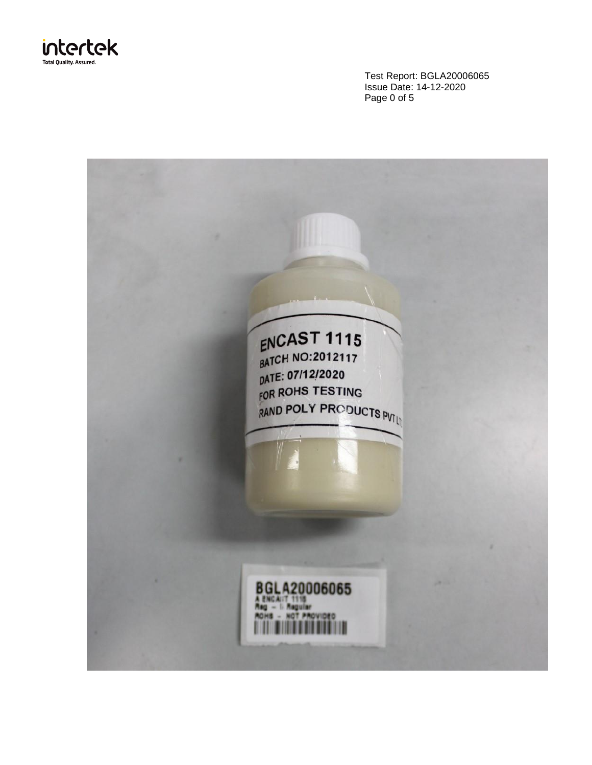Test Report: BGLA20006065
Issue Date: 14-12-2020
Page 0 of 5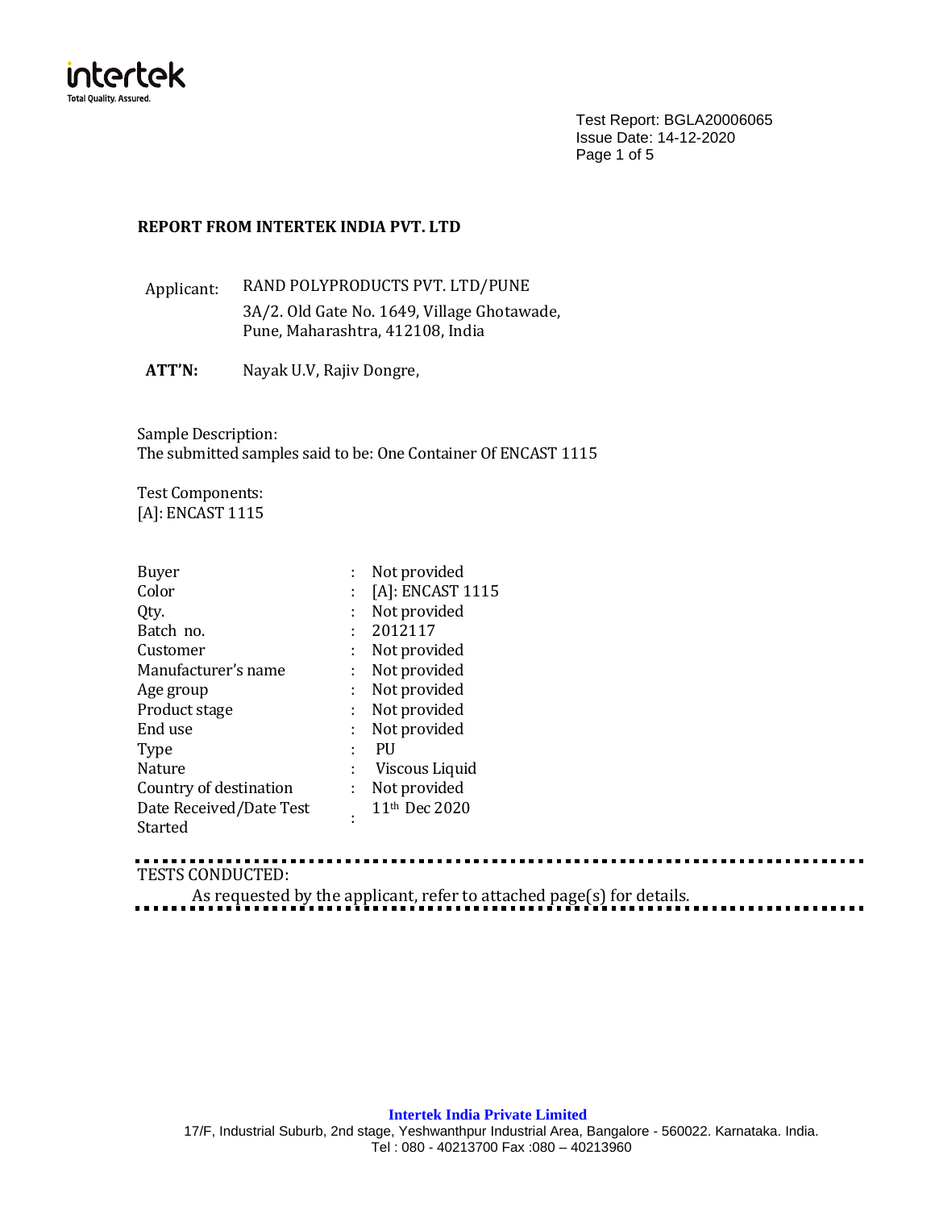Test Report: BGLA20006065
Issue Date: 14-12-2020

**REPORT FROM INTERTEK INDIA PVT. LTD**

Applicant: RAND POLYPRODUCTS PVT. LTD/PUNE
3A/2. Old Gate No. 1649, Village Ghotawade,
Pune, Maharashtra, 412108, India

**ATT'N:** Nayak U.V, Rajiv Dongre,

Sample Description:
The submitted samples said to be: One Container Of ENCAST 1115

Test Components:
[A]: ENCAST 1115

| | | |
|---|---|---|
| Buyer | : | Not provided |
| Color | : | [A]: ENCAST 1115 |
| Qty. | : | Not provided |
| Batch no. | : | 2012117 |
| Customer | : | Not provided |
| Manufacturer's name | : | Not provided |
| Age group | : | Not provided |
| Product stage | : | Not provided |
| End use | : | Not provided |
| Type | : | PU |
| Nature | : | Viscous Liquid |
| Country of destination | : | Not provided |
| Date Received/Date Test Started | : | 11th Dec 2020 |

TESTS CONDUCTED:
As requested by the applicant, refer to attached page(s) for details.

**Intertek India Private Limited**
17/F, Industrial Suburb, 2nd stage, Yeshwanthpur Industrial Area, Bangalore - 560022. Karnataka. India.
Tel : 080 - 40213700 Fax :080 – 40213960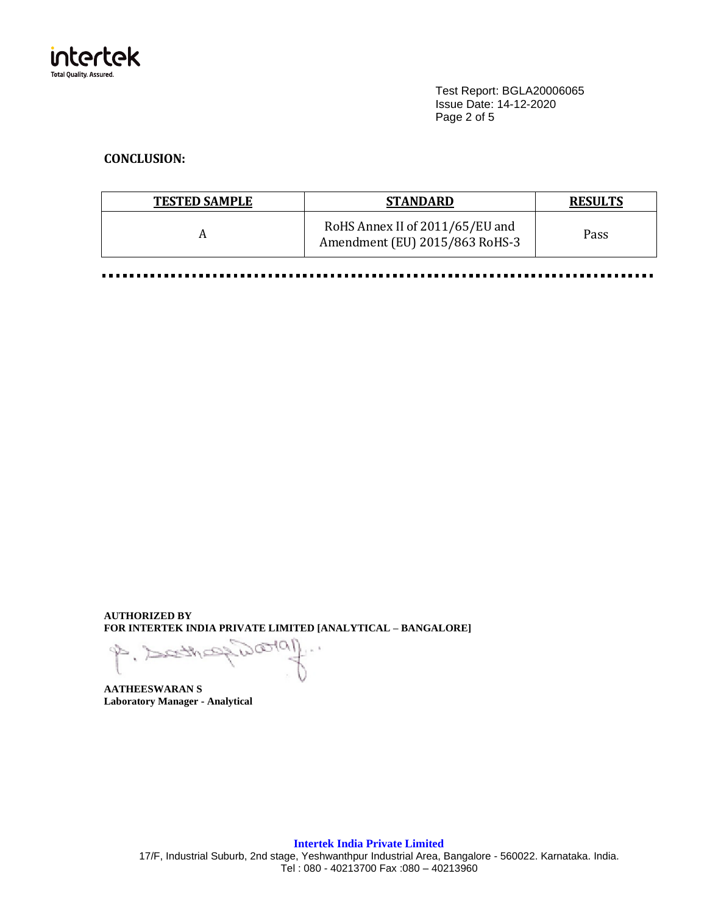Test Report: BGLA20006065
Issue Date: 14-12-2020

**CONCLUSION:**

| TESTED SAMPLE | STANDARD | RESULTS |
|---|---|---|
| A | RoHS Annex II of 2011/65/EU and Amendment (EU) 2015/863 RoHS-3 | Pass |

**AUTHORIZED BY**
**FOR INTERTEK INDIA PRIVATE LIMITED [ANALYTICAL – BANGALORE]**

**AATHEESWARAN S**
**Laboratory Manager - Analytical**

**Intertek India Private Limited**
17/F, Industrial Suburb, 2nd stage, Yeshwanthpur Industrial Area, Bangalore - 560022. Karnataka. India.
Tel : 080 - 40213700 Fax :080 – 40213960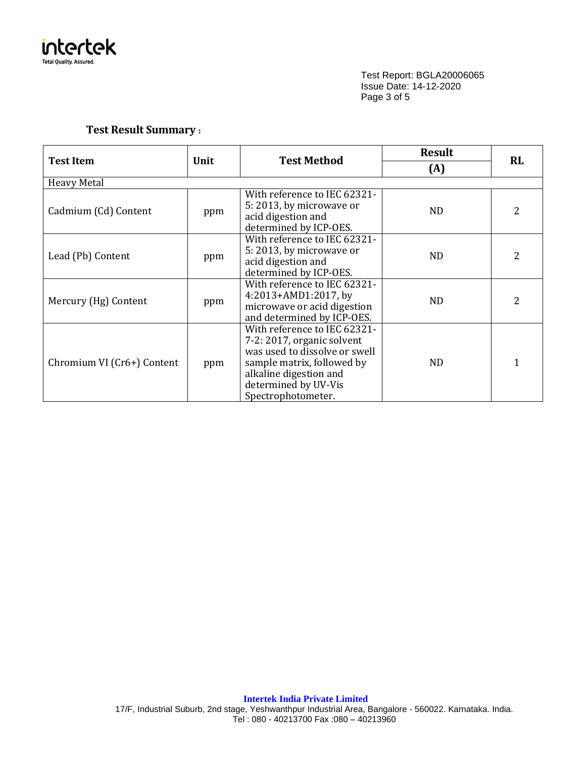Test Report: BGLA20006065
Issue Date: 14-12-2020

**Test Result Summary :**

| Test Item | Unit | Test Method | Result | RL |
|---|---|---|---|---|
| | | | (A) | |
| Heavy Metal | | | | |
| Cadmium (Cd) Content | ppm | With reference to IEC 62321-5: 2013, by microwave or acid digestion and determined by ICP-OES. | ND | 2 |
| Lead (Pb) Content | ppm | With reference to IEC 62321-5: 2013, by microwave or acid digestion and determined by ICP-OES. | ND | 2 |
| Mercury (Hg) Content | ppm | With reference to IEC 62321-4:2013+AMD1:2017, by microwave or acid digestion and determined by ICP-OES. | ND | 2 |
| Chromium VI (Cr6+) Content | ppm | With reference to IEC 62321-7-2: 2017, organic solvent was used to dissolve or swell sample matrix, followed by alkaline digestion and determined by UV-Vis Spectrophotometer. | ND | 1 |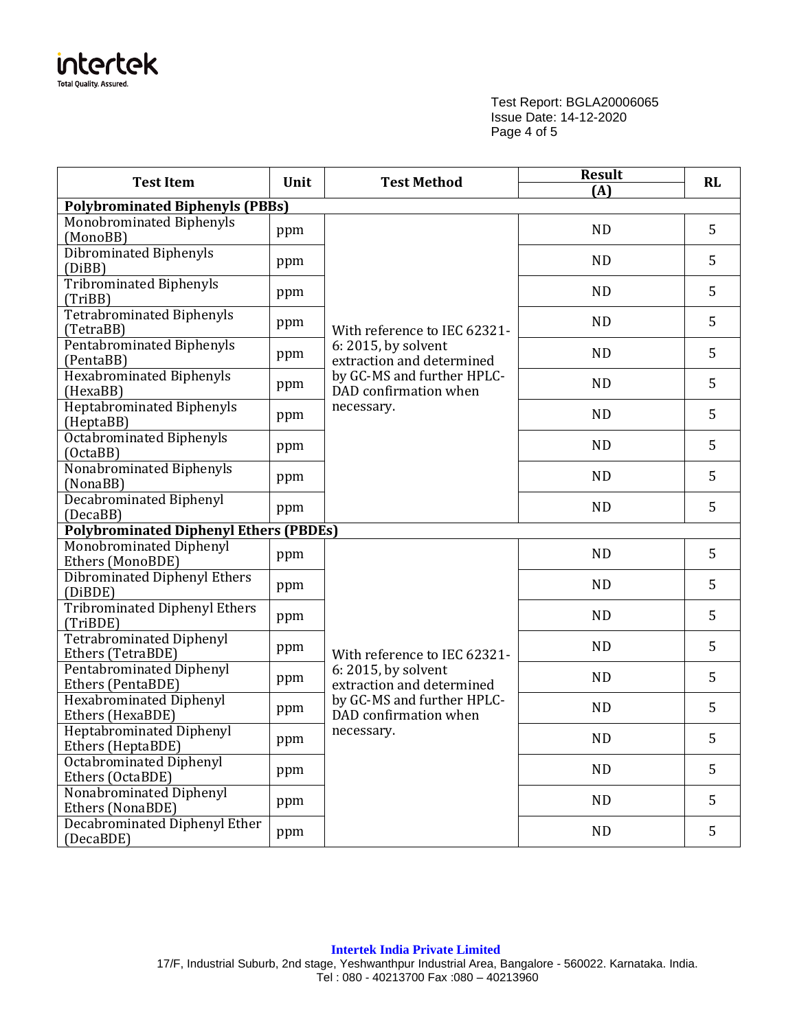| Test Item | Unit | Test Method | Result (A) | RL |
|---|---|---|---|---|
| **Polybrominated Biphenyls (PBBs)** | | | | |
| Monobrominated Biphenyls (MonoBB) | ppm | With reference to IEC 62321-6: 2015, by solvent extraction and determined by GC-MS and further HPLC-DAD confirmation when necessary. | ND | 5 |
| Dibrominated Biphenyls (DiBB) | ppm | | ND | 5 |
| Tribrominated Biphenyls (TriBB) | ppm | | ND | 5 |
| Tetrabrominated Biphenyls (TetraBB) | ppm | | ND | 5 |
| Pentabrominated Biphenyls (PentaBB) | ppm | | ND | 5 |
| Hexabrominated Biphenyls (HexaBB) | ppm | | ND | 5 |
| Heptabrominated Biphenyls (HeptaBB) | ppm | | ND | 5 |
| Octabrominated Biphenyls (OctaBB) | ppm | | ND | 5 |
| Nonabrominated Biphenyls (NonaBB) | ppm | | ND | 5 |
| Decabrominated Biphenyl (DecaBB) | ppm | | ND | 5 |
| **Polybrominated Diphenyl Ethers (PBDEs)** | | | | |
| Monobrominated Diphenyl Ethers (MonoBDE) | ppm | With reference to IEC 62321-6: 2015, by solvent extraction and determined by GC-MS and further HPLC-DAD confirmation when necessary. | ND | 5 |
| Dibrominated Diphenyl Ethers (DiBDE) | ppm | | ND | 5 |
| Tribrominated Diphenyl Ethers (TriBDE) | ppm | | ND | 5 |
| Tetrabrominated Diphenyl Ethers (TetraBDE) | ppm | | ND | 5 |
| Pentabrominated Diphenyl Ethers (PentaBDE) | ppm | | ND | 5 |
| Hexabrominated Diphenyl Ethers (HexaBDE) | ppm | | ND | 5 |
| Heptabrominated Diphenyl Ethers (HeptaBDE) | ppm | | ND | 5 |
| Octabrominated Diphenyl Ethers (OctaBDE) | ppm | | ND | 5 |
| Nonabrominated Diphenyl Ethers (NonaBDE) | ppm | | ND | 5 |
| Decabrominated Diphenyl Ether (DecaBDE) | ppm | | ND | 5 |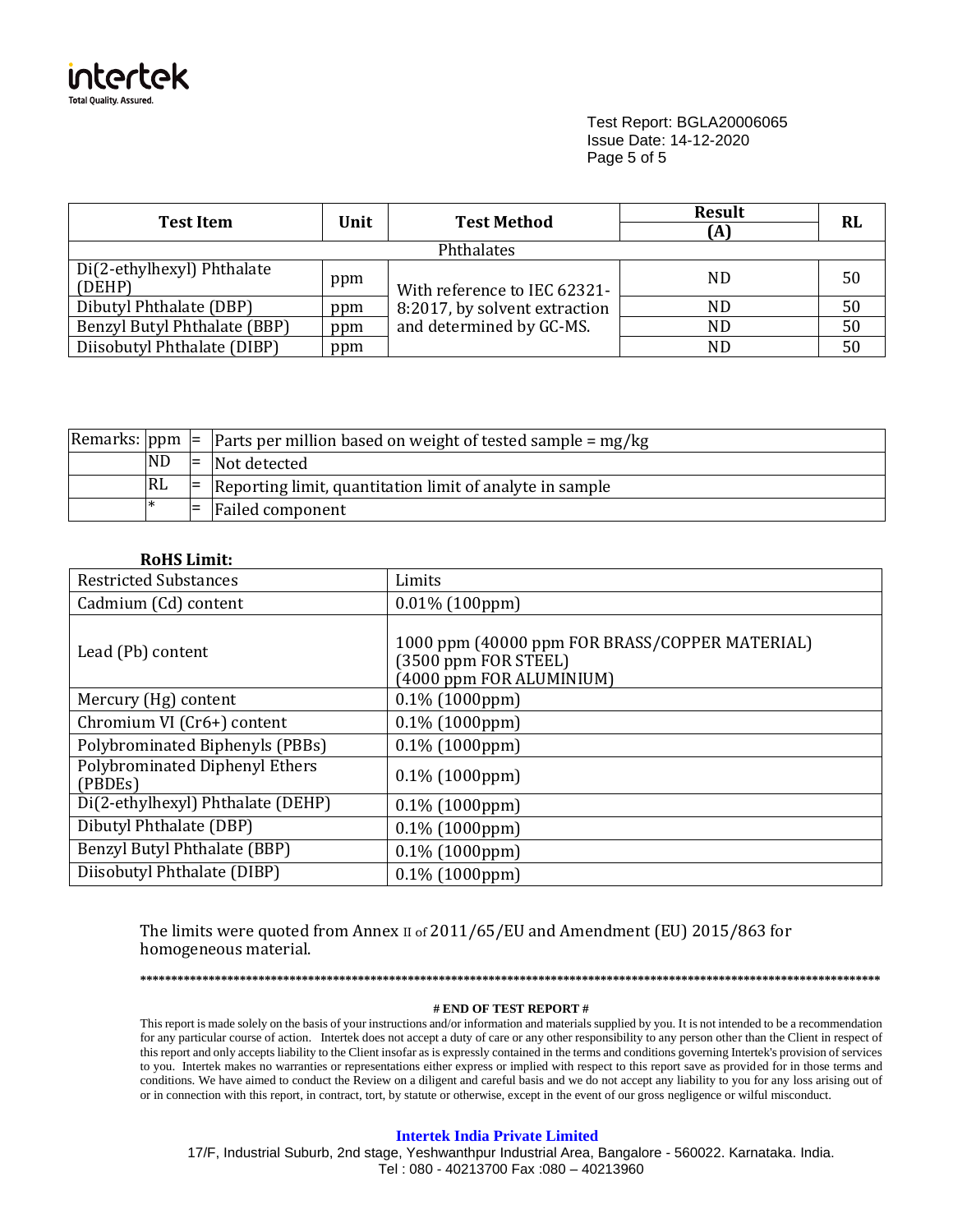| Test Item | Unit | Test Method | Result (A) | RL |
|---|---|---|---|---|
| Phthalates | | | | |
| Di(2-ethylhexyl) Phthalate (DEHP) | ppm | With reference to IEC 62321-8:2017, by solvent extraction and determined by GC-MS. | ND | 50 |
| Dibutyl Phthalate (DBP) | ppm | | ND | 50 |
| Benzyl Butyl Phthalate (BBP) | ppm | | ND | 50 |
| Diisobutyl Phthalate (DIBP) | ppm | | ND | 50 |

| | | | |
|---|---|---|---|
| Remarks: | ppm | = | Parts per million based on weight of tested sample = mg/kg |
| | ND | = | Not detected |
| | RL | = | Reporting limit, quantitation limit of analyte in sample |
| | * | = | Failed component |

**RoHS Limit:**

| Restricted Substances | Limits |
|---|---|
| Cadmium (Cd) content | 0.01% (100ppm) |
| Lead (Pb) content | 1000 ppm (40000 ppm FOR BRASS/COPPER MATERIAL) (3500 ppm FOR STEEL) (4000 ppm FOR ALUMINIUM) |
| Mercury (Hg) content | 0.1% (1000ppm) |
| Chromium VI (Cr6+) content | 0.1% (1000ppm) |
| Polybrominated Biphenyls (PBBs) | 0.1% (1000ppm) |
| Polybrominated Diphenyl Ethers (PBDEs) | 0.1% (1000ppm) |
| Di(2-ethylhexyl) Phthalate (DEHP) | 0.1% (1000ppm) |
| Dibutyl Phthalate (DBP) | 0.1% (1000ppm) |
| Benzyl Butyl Phthalate (BBP) | 0.1% (1000ppm) |
| Diisobutyl Phthalate (DIBP) | 0.1% (1000ppm) |

The limits were quoted from Annex II of 2011/65/EU and Amendment (EU) 2015/863 for homogeneous material.

\*\*\*\*\*\*\*\*\*\*\*\*\*\*\*\*\*\*\*\*\*\*\*\*\*\*\*\*\*\*\*\*\*\*\*\*\*\*\*\*\*\*\*\*\*\*\*\*\*\*\*\*\*\*\*\*\*\*\*\*\*\*\*\*\*\*\*\*\*\*\*\*\*\*\*\*\*\*\*\*\*\*\*\*\*\*\*\*\*\*\*\*\*\*\*\*\*\*\*\*

**# END OF TEST REPORT #**

This report is made solely on the basis of your instructions and/or information and materials supplied by you. It is not intended to be a recommendation for any particular course of action. Intertek does not accept a duty of care or any other responsibility to any person other than the Client in respect of this report and only accepts liability to the Client insofar as is expressly contained in the terms and conditions governing Intertek's provision of services to you. Intertek makes no warranties or representations either express or implied with respect to this report save as provided for in those terms and conditions. We have aimed to conduct the Review on a diligent and careful basis and we do not accept any liability to you for any loss arising out of or in connection with this report, in contract, tort, by statute or otherwise, except in the event of our gross negligence or wilful misconduct.

**Intertek India Private Limited**

17/F, Industrial Suburb, 2nd stage, Yeshwanthpur Industrial Area, Bangalore - 560022. Karnataka. India.
Tel : 080 - 40213700 Fax :080 – 40213960